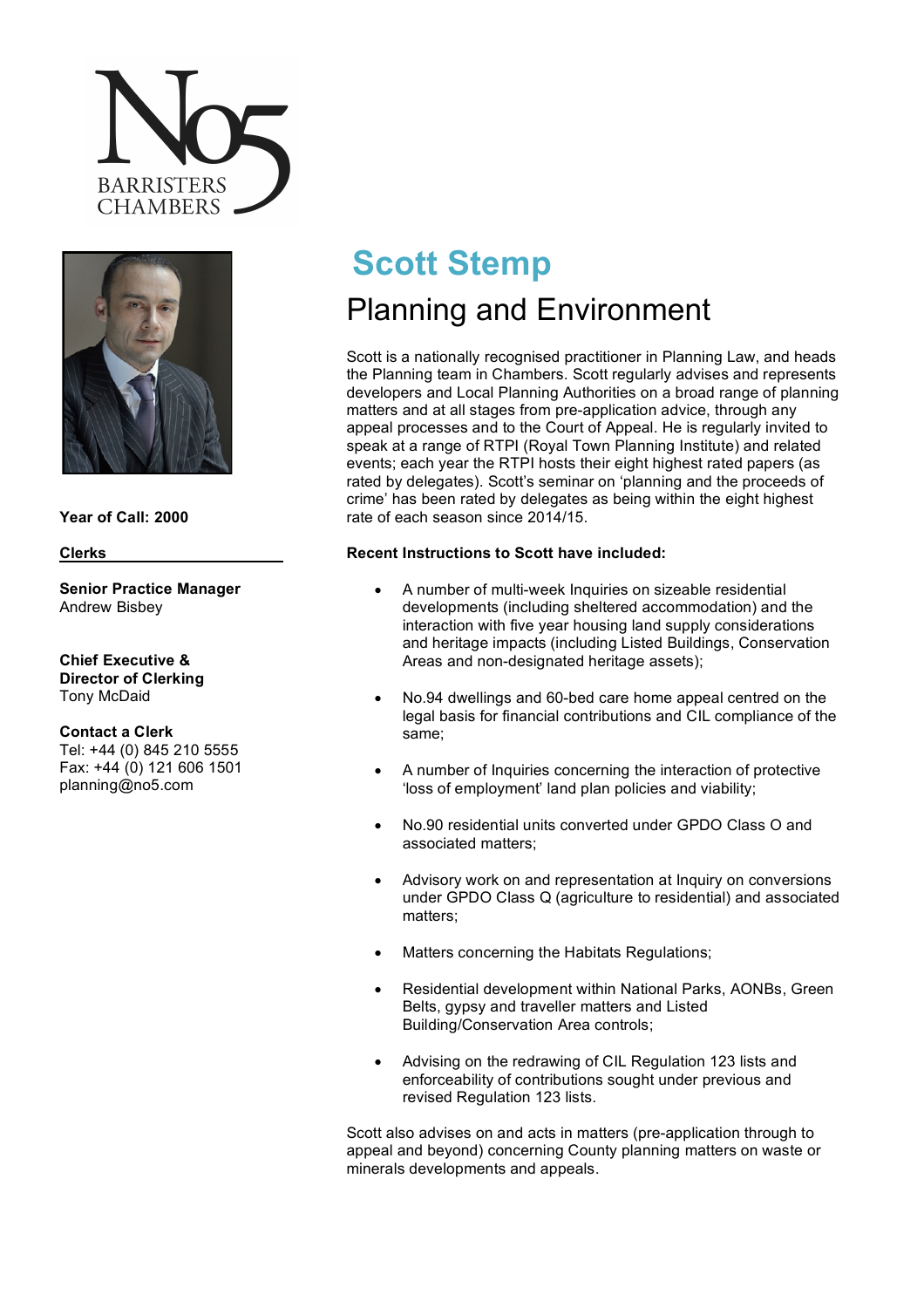No5 BARRISTERS CHAMBERS

# Scott Stemp

## Planning and Environment

**Year of Call: 2000**

**Clerks**

**Senior Practice Manager**
Andrew Bisbey

**Chief Executive & Director of Clerking**
Tony McDaid

**Contact a Clerk**
Tel: +44 (0) 845 210 5555
Fax: +44 (0) 121 606 1501
planning@no5.com

Scott is a nationally recognised practitioner in Planning Law, and heads the Planning team in Chambers. Scott regularly advises and represents developers and Local Planning Authorities on a broad range of planning matters and at all stages from pre-application advice, through any appeal processes and to the Court of Appeal. He is regularly invited to speak at a range of RTPI (Royal Town Planning Institute) and related events; each year the RTPI hosts their eight highest rated papers (as rated by delegates). Scott's seminar on 'planning and the proceeds of crime' has been rated by delegates as being within the eight highest rate of each season since 2014/15.

**Recent Instructions to Scott have included:**

- A number of multi-week Inquiries on sizeable residential developments (including sheltered accommodation) and the interaction with five year housing land supply considerations and heritage impacts (including Listed Buildings, Conservation Areas and non-designated heritage assets);
- No.94 dwellings and 60-bed care home appeal centred on the legal basis for financial contributions and CIL compliance of the same;
- A number of Inquiries concerning the interaction of protective 'loss of employment' land plan policies and viability;
- No.90 residential units converted under GPDO Class O and associated matters;
- Advisory work on and representation at Inquiry on conversions under GPDO Class Q (agriculture to residential) and associated matters;
- Matters concerning the Habitats Regulations;
- Residential development within National Parks, AONBs, Green Belts, gypsy and traveller matters and Listed Building/Conservation Area controls;
- Advising on the redrawing of CIL Regulation 123 lists and enforceability of contributions sought under previous and revised Regulation 123 lists.

Scott also advises on and acts in matters (pre-application through to appeal and beyond) concerning County planning matters on waste or minerals developments and appeals.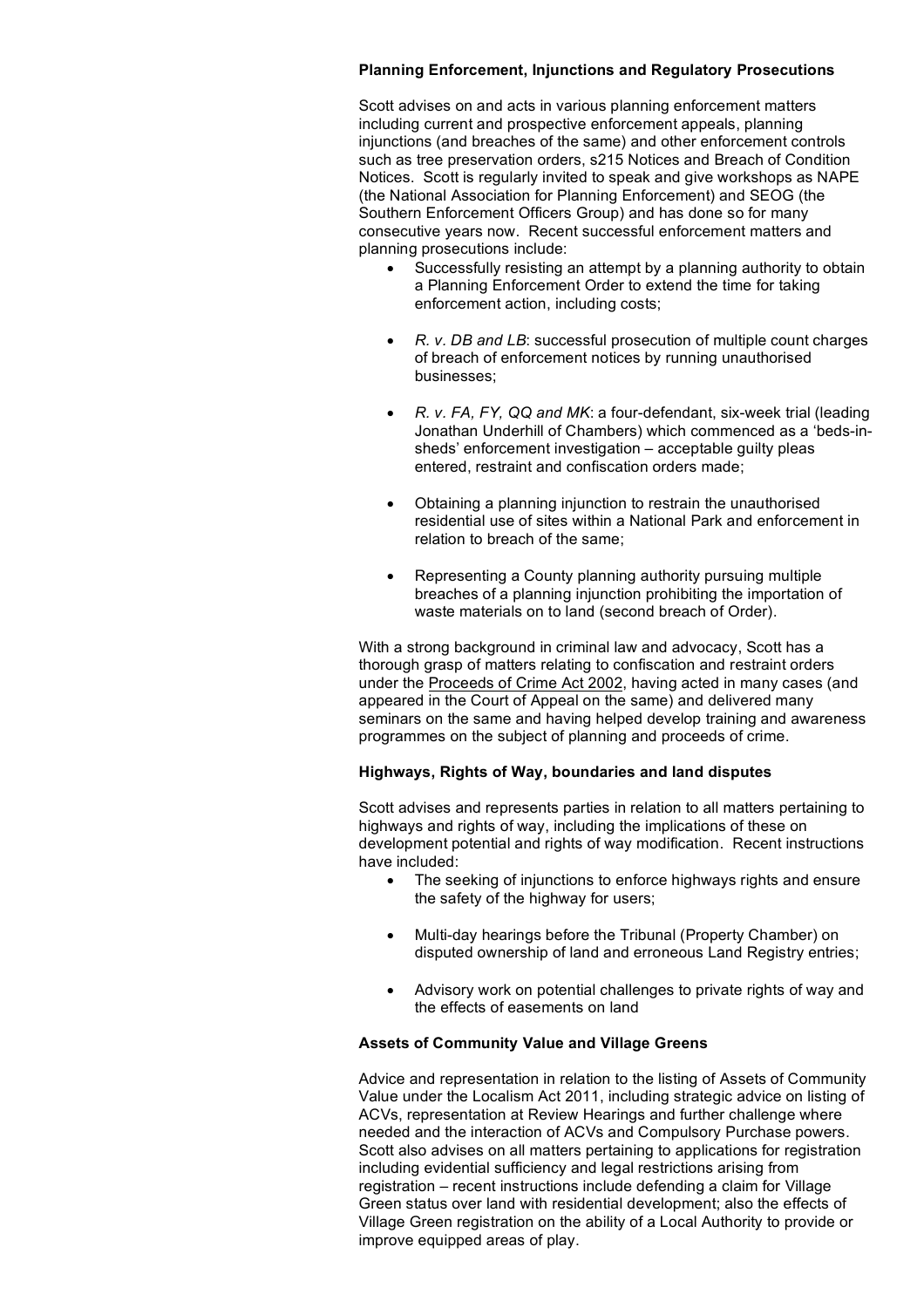**Planning Enforcement, Injunctions and Regulatory Prosecutions**

Scott advises on and acts in various planning enforcement matters including current and prospective enforcement appeals, planning injunctions (and breaches of the same) and other enforcement controls such as tree preservation orders, s215 Notices and Breach of Condition Notices. Scott is regularly invited to speak and give workshops as NAPE (the National Association for Planning Enforcement) and SEOG (the Southern Enforcement Officers Group) and has done so for many consecutive years now. Recent successful enforcement matters and planning prosecutions include:

- Successfully resisting an attempt by a planning authority to obtain a Planning Enforcement Order to extend the time for taking enforcement action, including costs;
- *R. v. DB and LB*: successful prosecution of multiple count charges of breach of enforcement notices by running unauthorised businesses;
- *R. v. FA, FY, QQ and MK*: a four-defendant, six-week trial (leading Jonathan Underhill of Chambers) which commenced as a 'beds-in-sheds' enforcement investigation – acceptable guilty pleas entered, restraint and confiscation orders made;
- Obtaining a planning injunction to restrain the unauthorised residential use of sites within a National Park and enforcement in relation to breach of the same;
- Representing a County planning authority pursuing multiple breaches of a planning injunction prohibiting the importation of waste materials on to land (second breach of Order).

With a strong background in criminal law and advocacy, Scott has a thorough grasp of matters relating to confiscation and restraint orders under the Proceeds of Crime Act 2002, having acted in many cases (and appeared in the Court of Appeal on the same) and delivered many seminars on the same and having helped develop training and awareness programmes on the subject of planning and proceeds of crime.

**Highways, Rights of Way, boundaries and land disputes**

Scott advises and represents parties in relation to all matters pertaining to highways and rights of way, including the implications of these on development potential and rights of way modification. Recent instructions have included:

- The seeking of injunctions to enforce highways rights and ensure the safety of the highway for users;
- Multi-day hearings before the Tribunal (Property Chamber) on disputed ownership of land and erroneous Land Registry entries;
- Advisory work on potential challenges to private rights of way and the effects of easements on land

**Assets of Community Value and Village Greens**

Advice and representation in relation to the listing of Assets of Community Value under the Localism Act 2011, including strategic advice on listing of ACVs, representation at Review Hearings and further challenge where needed and the interaction of ACVs and Compulsory Purchase powers. Scott also advises on all matters pertaining to applications for registration including evidential sufficiency and legal restrictions arising from registration – recent instructions include defending a claim for Village Green status over land with residential development; also the effects of Village Green registration on the ability of a Local Authority to provide or improve equipped areas of play.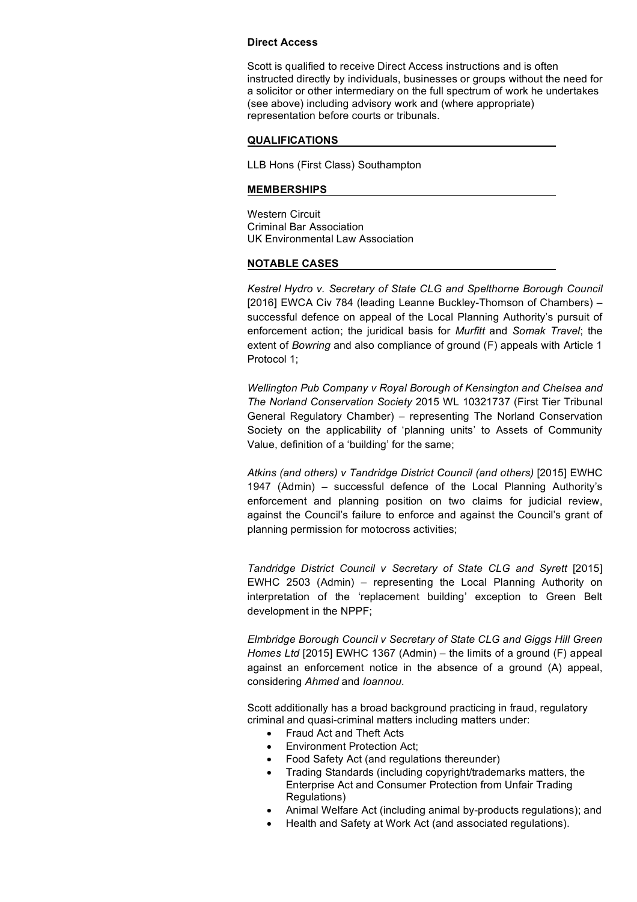**Direct Access**

Scott is qualified to receive Direct Access instructions and is often instructed directly by individuals, businesses or groups without the need for a solicitor or other intermediary on the full spectrum of work he undertakes (see above) including advisory work and (where appropriate) representation before courts or tribunals.

## QUALIFICATIONS

LLB Hons (First Class) Southampton

## MEMBERSHIPS

Western Circuit
Criminal Bar Association
UK Environmental Law Association

## NOTABLE CASES

*Kestrel Hydro v. Secretary of State CLG and Spelthorne Borough Council* [2016] EWCA Civ 784 (leading Leanne Buckley-Thomson of Chambers) – successful defence on appeal of the Local Planning Authority's pursuit of enforcement action; the juridical basis for *Murfitt* and *Somak Travel*; the extent of *Bowring* and also compliance of ground (F) appeals with Article 1 Protocol 1;

*Wellington Pub Company v Royal Borough of Kensington and Chelsea and The Norland Conservation Society* 2015 WL 10321737 (First Tier Tribunal General Regulatory Chamber) – representing The Norland Conservation Society on the applicability of 'planning units' to Assets of Community Value, definition of a 'building' for the same;

*Atkins (and others) v Tandridge District Council (and others)* [2015] EWHC 1947 (Admin) – successful defence of the Local Planning Authority's enforcement and planning position on two claims for judicial review, against the Council's failure to enforce and against the Council's grant of planning permission for motocross activities;

*Tandridge District Council v Secretary of State CLG and Syrett* [2015] EWHC 2503 (Admin) – representing the Local Planning Authority on interpretation of the 'replacement building' exception to Green Belt development in the NPPF;

*Elmbridge Borough Council v Secretary of State CLG and Giggs Hill Green Homes Ltd* [2015] EWHC 1367 (Admin) – the limits of a ground (F) appeal against an enforcement notice in the absence of a ground (A) appeal, considering *Ahmed* and *Ioannou*.

Scott additionally has a broad background practicing in fraud, regulatory criminal and quasi-criminal matters including matters under:

- Fraud Act and Theft Acts
- Environment Protection Act;
- Food Safety Act (and regulations thereunder)
- Trading Standards (including copyright/trademarks matters, the Enterprise Act and Consumer Protection from Unfair Trading Regulations)
- Animal Welfare Act (including animal by-products regulations); and
- Health and Safety at Work Act (and associated regulations).